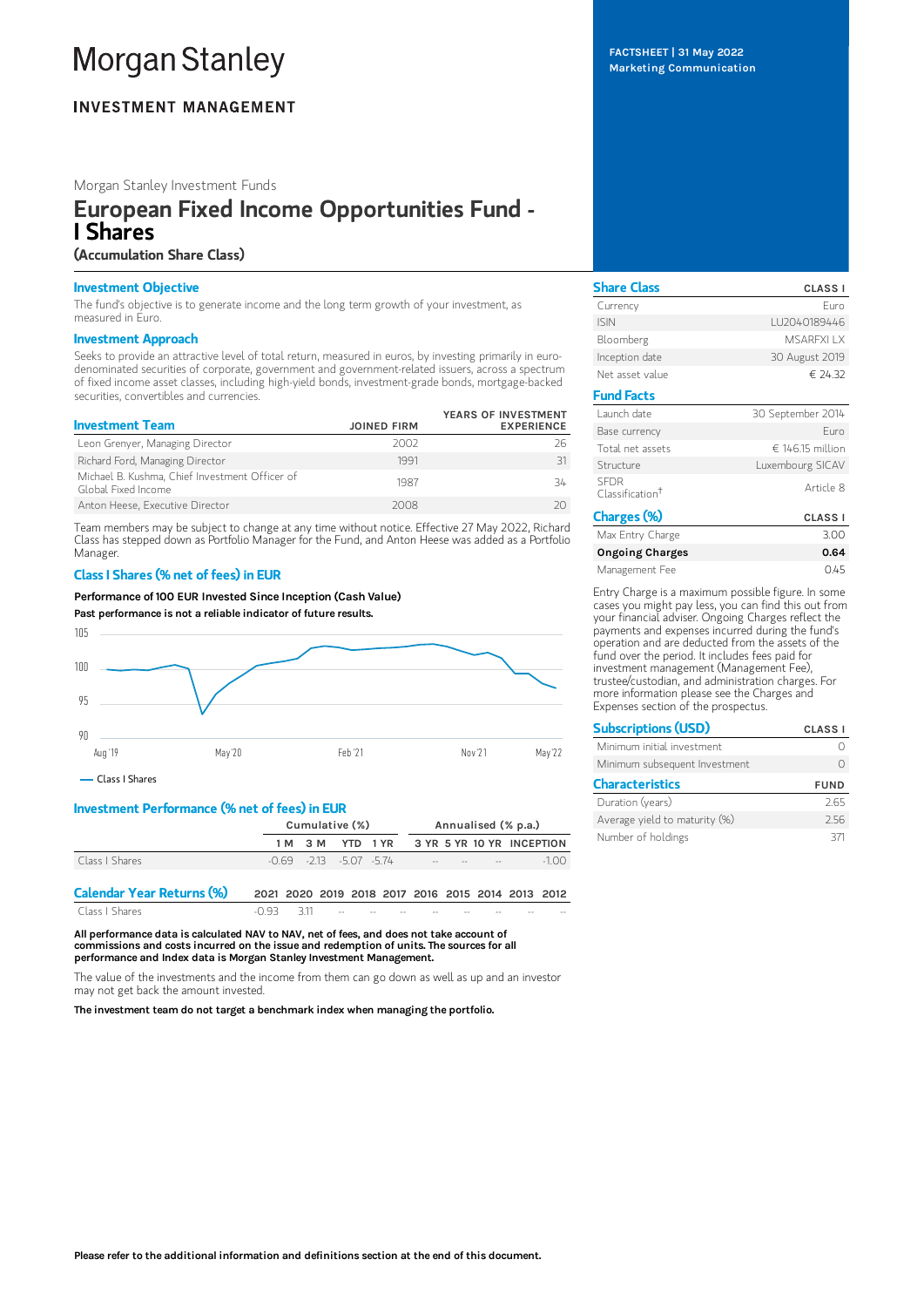# Morgan Stanley

**INVESTMENT MANAGEMENT**

**FACTSHEET | 31 May 2022**
**Marketing Communication**

Morgan Stanley Investment Funds

# European Fixed Income Opportunities Fund - I Shares

**(Accumulation Share Class)**

## Investment Objective

The fund's objective is to generate income and the long term growth of your investment, as measured in Euro.

## Investment Approach

Seeks to provide an attractive level of total return, measured in euros, by investing primarily in euro-denominated securities of corporate, government and government-related issuers, across a spectrum of fixed income asset classes, including high-yield bonds, investment-grade bonds, mortgage-backed securities, convertibles and currencies.

| Investment Team | JOINED FIRM | YEARS OF INVESTMENT EXPERIENCE |
|---|---|---|
| Leon Grenyer, Managing Director | 2002 | 26 |
| Richard Ford, Managing Director | 1991 | 31 |
| Michael B. Kushma, Chief Investment Officer of Global Fixed Income | 1987 | 34 |
| Anton Heese, Executive Director | 2008 | 20 |

Team members may be subject to change at any time without notice. Effective 27 May 2022, Richard Class has stepped down as Portfolio Manager for the Fund, and Anton Heese was added as a Portfolio Manager.

## Class I Shares (% net of fees) in EUR

**Performance of 100 EUR Invested Since Inception (Cash Value)**

**Past performance is not a reliable indicator of future results.**

— Class I Shares

## Investment Performance (% net of fees) in EUR

| | Cumulative (%) | | | | Annualised (% p.a.) | | | |
|---|---|---|---|---|---|---|---|---|
| | 1 M | 3 M | YTD | 1 YR | 3 YR | 5 YR | 10 YR | INCEPTION |
| Class I Shares | -0.69 | -2.13 | -5.07 | -5.74 | -- | -- | -- | -1.00 |

| Calendar Year Returns (%) | 2021 | 2020 | 2019 | 2018 | 2017 | 2016 | 2015 | 2014 | 2013 | 2012 |
|---|---|---|---|---|---|---|---|---|---|---|
| Class I Shares | -0.93 | 3.11 | -- | -- | -- | -- | -- | -- | -- | -- |

**All performance data is calculated NAV to NAV, net of fees, and does not take account of commissions and costs incurred on the issue and redemption of units. The sources for all performance and Index data is Morgan Stanley Investment Management.**

The value of the investments and the income from them can go down as well as up and an investor may not get back the amount invested.

**The investment team do not target a benchmark index when managing the portfolio.**

| Share Class | CLASS I |
|---|---|
| Currency | Euro |
| ISIN | LU2040189446 |
| Bloomberg | MSARFXI LX |
| Inception date | 30 August 2019 |
| Net asset value | € 24.32 |

| Fund Facts | |
|---|---|
| Launch date | 30 September 2014 |
| Base currency | Euro |
| Total net assets | € 146.15 million |
| Structure | Luxembourg SICAV |
| SFDR Classification† | Article 8 |

| Charges (%) | CLASS I |
|---|---|
| Max Entry Charge | 3.00 |
| **Ongoing Charges** | **0.64** |
| Management Fee | 0.45 |

Entry Charge is a maximum possible figure. In some cases you might pay less, you can find this out from your financial adviser. Ongoing Charges reflect the payments and expenses incurred during the fund's operation and are deducted from the assets of the fund over the period. It includes fees paid for investment management (Management Fee), trustee/custodian, and administration charges. For more information please see the Charges and Expenses section of the prospectus.

| Subscriptions (USD) | CLASS I |
|---|---|
| Minimum initial investment | 0 |
| Minimum subsequent Investment | 0 |

| Characteristics | FUND |
|---|---|
| Duration (years) | 2.65 |
| Average yield to maturity (%) | 2.56 |
| Number of holdings | 371 |

**Please refer to the additional information and definitions section at the end of this document.**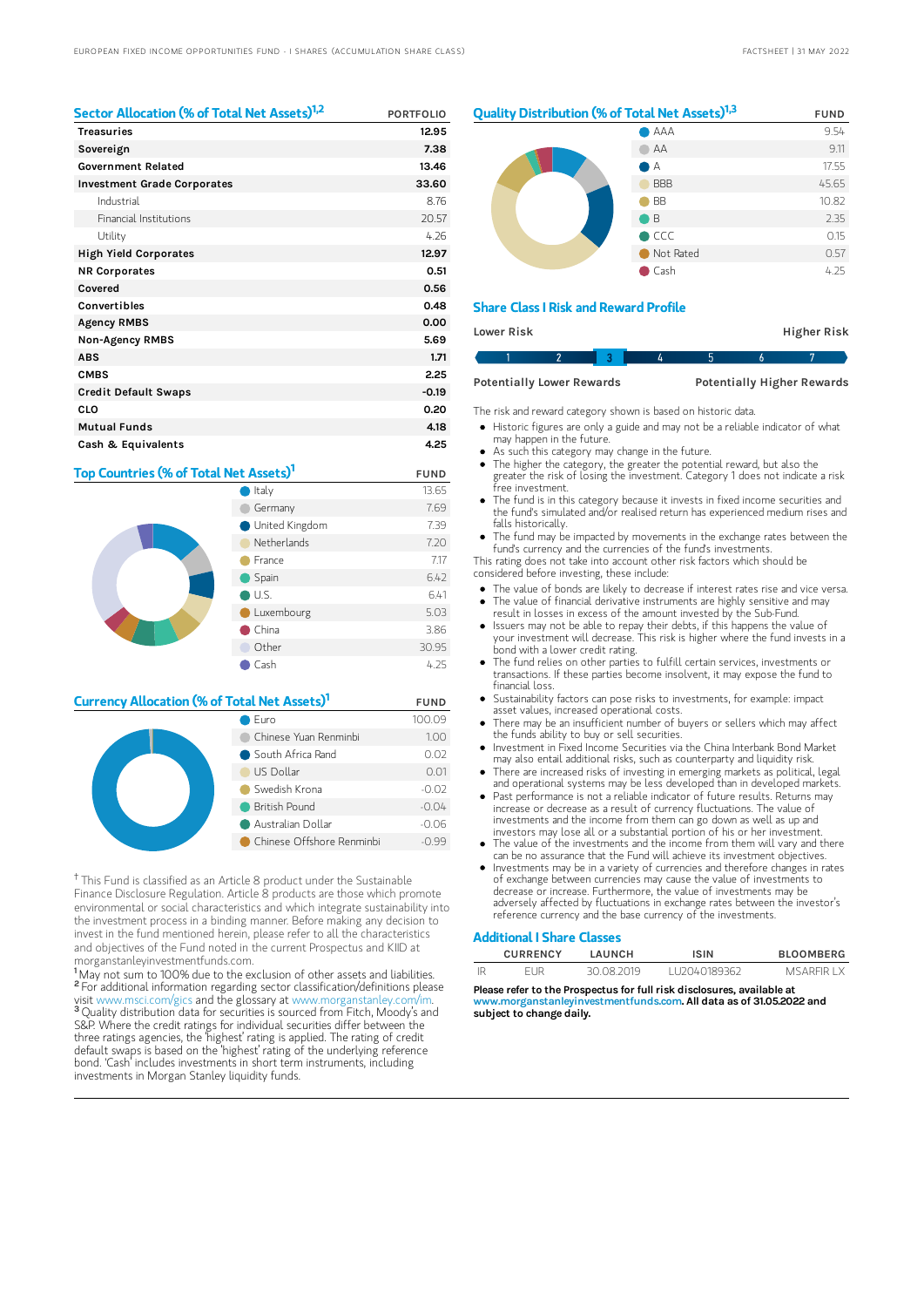## Sector Allocation (% of Total Net Assets)[1,2]

| | PORTFOLIO |
|---|---|
| **Treasuries** | **12.95** |
| **Sovereign** | **7.38** |
| **Government Related** | **13.46** |
| **Investment Grade Corporates** | **33.60** |
| Industrial | 8.76 |
| Financial Institutions | 20.57 |
| Utility | 4.26 |
| **High Yield Corporates** | **12.97** |
| **NR Corporates** | **0.51** |
| **Covered** | **0.56** |
| **Convertibles** | **0.48** |
| **Agency RMBS** | **0.00** |
| **Non-Agency RMBS** | **5.69** |
| **ABS** | **1.71** |
| **CMBS** | **2.25** |
| **Credit Default Swaps** | **-0.19** |
| **CLO** | **0.20** |
| **Mutual Funds** | **4.18** |
| **Cash & Equivalents** | **4.25** |

## Top Countries (% of Total Net Assets)[1]

| | FUND |
|---|---|
| Italy | 13.65 |
| Germany | 7.69 |
| United Kingdom | 7.39 |
| Netherlands | 7.20 |
| France | 7.17 |
| Spain | 6.42 |
| U.S. | 6.41 |
| Luxembourg | 5.03 |
| China | 3.86 |
| Other | 30.95 |
| Cash | 4.25 |

## Currency Allocation (% of Total Net Assets)[1]

| | FUND |
|---|---|
| Euro | 100.09 |
| Chinese Yuan Renminbi | 1.00 |
| South Africa Rand | 0.02 |
| US Dollar | 0.01 |
| Swedish Krona | -0.02 |
| British Pound | -0.04 |
| Australian Dollar | -0.06 |
| Chinese Offshore Renminbi | -0.99 |

† This Fund is classified as an Article 8 product under the Sustainable Finance Disclosure Regulation. Article 8 products are those which promote environmental or social characteristics and which integrate sustainability into the investment process in a binding manner. Before making any decision to invest in the fund mentioned herein, please refer to all the characteristics and objectives of the Fund noted in the current Prospectus and KIID at morganstanleyinvestmentfunds.com.

[1] May not sum to 100% due to the exclusion of other assets and liabilities.
[2] For additional information regarding sector classification/definitions please visit www.msci.com/gics and the glossary at www.morganstanley.com/im.
[3] Quality distribution data for securities is sourced from Fitch, Moody's and S&P. Where the credit ratings for individual securities differ between the three ratings agencies, the 'highest' rating is applied. The rating of credit default swaps is based on the 'highest' rating of the underlying reference bond. 'Cash' includes investments in short term instruments, including investments in Morgan Stanley liquidity funds.

## Quality Distribution (% of Total Net Assets)[1,3]

| | FUND |
|---|---|
| AAA | 9.54 |
| AA | 9.11 |
| A | 17.55 |
| BBB | 45.65 |
| BB | 10.82 |
| B | 2.35 |
| CCC | 0.15 |
| Not Rated | 0.57 |
| Cash | 4.25 |

## Share Class I Risk and Reward Profile

Lower Risk — Higher Risk

1 2 **3** 4 5 6 7

Potentially Lower Rewards — Potentially Higher Rewards

The risk and reward category shown is based on historic data.

- Historic figures are only a guide and may not be a reliable indicator of what may happen in the future.
- As such this category may change in the future.
- The higher the category, the greater the potential reward, but also the greater the risk of losing the investment. Category 1 does not indicate a risk free investment.
- The fund is in this category because it invests in fixed income securities and the fund's simulated and/or realised return has experienced medium rises and falls historically.
- The fund may be impacted by movements in the exchange rates between the fund's currency and the currencies of the fund's investments.

This rating does not take into account other risk factors which should be considered before investing, these include:

- The value of bonds are likely to decrease if interest rates rise and vice versa.
- The value of financial derivative instruments are highly sensitive and may result in losses in excess of the amount invested by the Sub-Fund.
- Issuers may not be able to repay their debts, if this happens the value of your investment will decrease. This risk is higher where the fund invests in a bond with a lower credit rating.
- The fund relies on other parties to fulfill certain services, investments or transactions. If these parties become insolvent, it may expose the fund to financial loss.
- Sustainability factors can pose risks to investments, for example: impact asset values, increased operational costs.
- There may be an insufficient number of buyers or sellers which may affect the funds ability to buy or sell securities.
- Investment in Fixed Income Securities via the China Interbank Bond Market may also entail additional risks, such as counterparty and liquidity risk.
- There are increased risks of investing in emerging markets as political, legal and operational systems may be less developed than in developed markets.
- Past performance is not a reliable indicator of future results. Returns may increase or decrease as a result of currency fluctuations. The value of investments and the income from them can go down as well as up and investors may lose all or a substantial portion of his or her investment.
- The value of the investments and the income from them will vary and there can be no assurance that the Fund will achieve its investment objectives.
- Investments may be in a variety of currencies and therefore changes in rates of exchange between currencies may cause the value of investments to decrease or increase. Furthermore, the value of investments may be adversely affected by fluctuations in exchange rates between the investor's reference currency and the base currency of the investments.

## Additional I Share Classes

| | CURRENCY | LAUNCH | ISIN | BLOOMBERG |
|---|---|---|---|---|
| IR | EUR | 30.08.2019 | LU2040189362 | MSARFIR LX |

**Please refer to the Prospectus for full risk disclosures, available at www.morganstanleyinvestmentfunds.com. All data as of 31.05.2022 and subject to change daily.**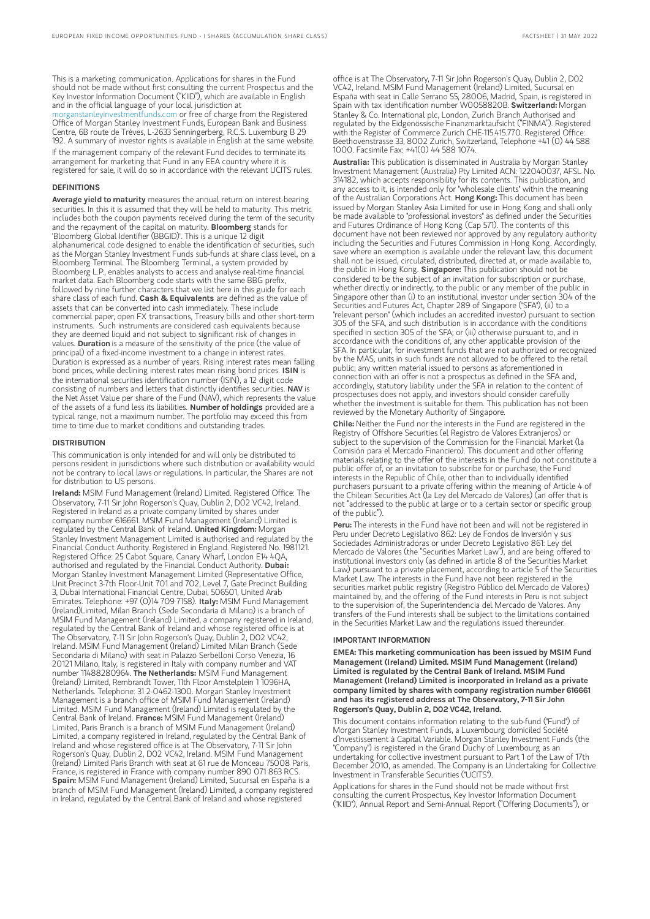This is a marketing communication. Applications for shares in the Fund should not be made without first consulting the current Prospectus and the Key Investor Information Document ("KIID"), which are available in English and in the official language of your local jurisdiction at morganstanleyinvestmentfunds.com or free of charge from the Registered Office of Morgan Stanley Investment Funds, European Bank and Business Centre, 6B route de Trèves, L-2633 Senningerberg, R.C.S. Luxemburg B 29 192. A summary of investor rights is available in English at the same website.

If the management company of the relevant Fund decides to terminate its arrangement for marketing that Fund in any EEA country where it is registered for sale, it will do so in accordance with the relevant UCITS rules.

## DEFINITIONS

**Average yield to maturity** measures the annual return on interest-bearing securities. In this it is assumed that they will be held to maturity. This metric includes both the coupon payments received during the term of the security and the repayment of the capital on maturity. **Bloomberg** stands for 'Bloomberg Global Identifier (BBGID)'. This is a unique 12 digit alphanumerical code designed to enable the identification of securities, such as the Morgan Stanley Investment Funds sub-funds at share class level, on a Bloomberg Terminal. The Bloomberg Terminal, a system provided by Bloomberg L.P., enables analysts to access and analyse real-time financial market data. Each Bloomberg code starts with the same BBG prefix, followed by nine further characters that we list here in this guide for each share class of each fund. **Cash & Equivalents** are defined as the value of assets that can be converted into cash immediately. These include commercial paper, open FX transactions, Treasury bills and other short-term instruments. Such instruments are considered cash equivalents because they are deemed liquid and not subject to significant risk of changes in values. **Duration** is a measure of the sensitivity of the price (the value of principal) of a fixed-income investment to a change in interest rates. Duration is expressed as a number of years. Rising interest rates mean falling bond prices, while declining interest rates mean rising bond prices. **ISIN** is the international securities identification number (ISIN), a 12 digit code consisting of numbers and letters that distinctly identifies securities. **NAV** is the Net Asset Value per share of the Fund (NAV), which represents the value of the assets of a fund less its liabilities. **Number of holdings** provided are a typical range, not a maximum number. The portfolio may exceed this from time to time due to market conditions and outstanding trades.

## DISTRIBUTION

This communication is only intended for and will only be distributed to persons resident in jurisdictions where such distribution or availability would not be contrary to local laws or regulations. In particular, the Shares are not for distribution to US persons.

**Ireland:** MSIM Fund Management (Ireland) Limited. Registered Office: The Observatory, 7-11 Sir John Rogerson's Quay, Dublin 2, D02 VC42, Ireland. Registered in Ireland as a private company limited by shares under company number 616661. MSIM Fund Management (Ireland) Limited is regulated by the Central Bank of Ireland. **United Kingdom:** Morgan Stanley Investment Management Limited is authorised and regulated by the Financial Conduct Authority. Registered in England. Registered No. 1981121. Registered Office: 25 Cabot Square, Canary Wharf, London E14 4QA, authorised and regulated by the Financial Conduct Authority. **Dubai:** Morgan Stanley Investment Management Limited (Representative Office, Unit Precinct 3-7th Floor-Unit 701 and 702, Level 7, Gate Precinct Building 3, Dubai International Financial Centre, Dubai, 506501, United Arab Emirates. Telephone: +97 (0)14 709 7158). **Italy:** MSIM Fund Management (Ireland)Limited, Milan Branch (Sede Secondaria di Milano) is a branch of MSIM Fund Management (Ireland) Limited, a company registered in Ireland, regulated by the Central Bank of Ireland and whose registered office is at The Observatory, 7-11 Sir John Rogerson's Quay, Dublin 2, D02 VC42, Ireland. MSIM Fund Management (Ireland) Limited Milan Branch (Sede Secondaria di Milano) with seat in Palazzo Serbelloni Corso Venezia, 16 20121 Milano, Italy, is registered in Italy with company number and VAT number 11488280964. **The Netherlands:** MSIM Fund Management (Ireland) Limited, Rembrandt Tower, 11th Floor Amstelplein 1 1096HA, Netherlands. Telephone: 31 2-0462-1300. Morgan Stanley Investment Management is a branch office of MSIM Fund Management (Ireland) Limited. MSIM Fund Management (Ireland) Limited is regulated by the Central Bank of Ireland. **France:** MSIM Fund Management (Ireland) Limited, Paris Branch is a branch of MSIM Fund Management (Ireland) Limited, a company registered in Ireland, regulated by the Central Bank of Ireland and whose registered office is at The Observatory, 7-11 Sir John Rogerson's Quay, Dublin 2, D02 VC42, Ireland. MSIM Fund Management (Ireland) Limited Paris Branch with seat at 61 rue de Monceau 75008 Paris, France, is registered in France with company number 890 071 863 RCS. **Spain:** MSIM Fund Management (Ireland) Limited, Sucursal en España is a branch of MSIM Fund Management (Ireland) Limited, a company registered in Ireland, regulated by the Central Bank of Ireland and whose registered office is at The Observatory, 7-11 Sir John Rogerson's Quay, Dublin 2, D02 VC42, Ireland. MSIM Fund Management (Ireland) Limited, Sucursal en España with seat in Calle Serrano 55, 28006, Madrid, Spain, is registered in Spain with tax identification number W0058820B. **Switzerland:** Morgan Stanley & Co. International plc, London, Zurich Branch Authorised and regulated by the Eidgenössische Finanzmarktaufsicht ("FINMA"). Registered with the Register of Commerce Zurich CHE-115.415.770. Registered Office: Beethovenstrasse 33, 8002 Zurich, Switzerland, Telephone +41 (0) 44 588 1000. Facsimile Fax: +41(0) 44 588 1074.

**Australia:** This publication is disseminated in Australia by Morgan Stanley Investment Management (Australia) Pty Limited ACN: 122040037, AFSL No. 314182, which accepts responsibility for its contents. This publication, and any access to it, is intended only for "wholesale clients" within the meaning of the Australian Corporations Act. **Hong Kong:** This document has been issued by Morgan Stanley Asia Limited for use in Hong Kong and shall only be made available to "professional investors" as defined under the Securities and Futures Ordinance of Hong Kong (Cap 571). The contents of this document have not been reviewed nor approved by any regulatory authority including the Securities and Futures Commission in Hong Kong. Accordingly, save where an exemption is available under the relevant law, this document shall not be issued, circulated, distributed, directed at, or made available to, the public in Hong Kong. **Singapore:** This publication should not be considered to be the subject of an invitation for subscription or purchase, whether directly or indirectly, to the public or any member of the public in Singapore other than (i) to an institutional investor under section 304 of the Securities and Futures Act, Chapter 289 of Singapore ("SFA"), (ii) to a "relevant person" (which includes an accredited investor) pursuant to section 305 of the SFA, and such distribution is in accordance with the conditions specified in section 305 of the SFA; or (iii) otherwise pursuant to, and in accordance with the conditions of, any other applicable provision of the SFA. In particular, for investment funds that are not authorized or recognized by the MAS, units in such funds are not allowed to be offered to the retail public; any written material issued to persons as aforementioned in connection with an offer is not a prospectus as defined in the SFA and, accordingly, statutory liability under the SFA in relation to the content of prospectuses does not apply, and investors should consider carefully whether the investment is suitable for them. This publication has not been reviewed by the Monetary Authority of Singapore.

**Chile:** Neither the Fund nor the interests in the Fund are registered in the Registry of Offshore Securities (el Registro de Valores Extranjeros) or subject to the supervision of the Commission for the Financial Market (la Comisión para el Mercado Financiero). This document and other offering materials relating to the offer of the interests in the Fund do not constitute a public offer of, or an invitation to subscribe for or purchase, the Fund interests in the Republic of Chile, other than to individually identified purchasers pursuant to a private offering within the meaning of Article 4 of the Chilean Securities Act (la Ley del Mercado de Valores) (an offer that is not "addressed to the public at large or to a certain sector or specific group of the public").

**Peru:** The interests in the Fund have not been and will not be registered in Peru under Decreto Legislativo 862: Ley de Fondos de Inversión y sus Sociedades Administradoras or under Decreto Legislativo 861: Ley del Mercado de Valores (the "Securities Market Law"), and are being offered to institutional investors only (as defined in article 8 of the Securities Market Law) pursuant to a private placement, according to article 5 of the Securities Market Law. The interests in the Fund have not been registered in the securities market public registry (Registro Público del Mercado de Valores) maintained by, and the offering of the Fund interests in Peru is not subject to the supervision of, the Superintendencia del Mercado de Valores. Any transfers of the Fund interests shall be subject to the limitations contained in the Securities Market Law and the regulations issued thereunder.

## IMPORTANT INFORMATION

**EMEA: This marketing communication has been issued by MSIM Fund Management (Ireland) Limited. MSIM Fund Management (Ireland) Limited is regulated by the Central Bank of Ireland. MSIM Fund Management (Ireland) Limited is incorporated in Ireland as a private company limited by shares with company registration number 616661 and has its registered address at The Observatory, 7-11 Sir John Rogerson's Quay, Dublin 2, D02 VC42, Ireland.**

This document contains information relating to the sub-fund ("Fund") of Morgan Stanley Investment Funds, a Luxembourg domiciled Société d'Investissement à Capital Variable. Morgan Stanley Investment Funds (the "Company") is registered in the Grand Duchy of Luxembourg as an undertaking for collective investment pursuant to Part 1 of the Law of 17th December 2010, as amended. The Company is an Undertaking for Collective Investment in Transferable Securities ("UCITS").

Applications for shares in the Fund should not be made without first consulting the current Prospectus, Key Investor Information Document ("KIID"), Annual Report and Semi-Annual Report ("Offering Documents"), or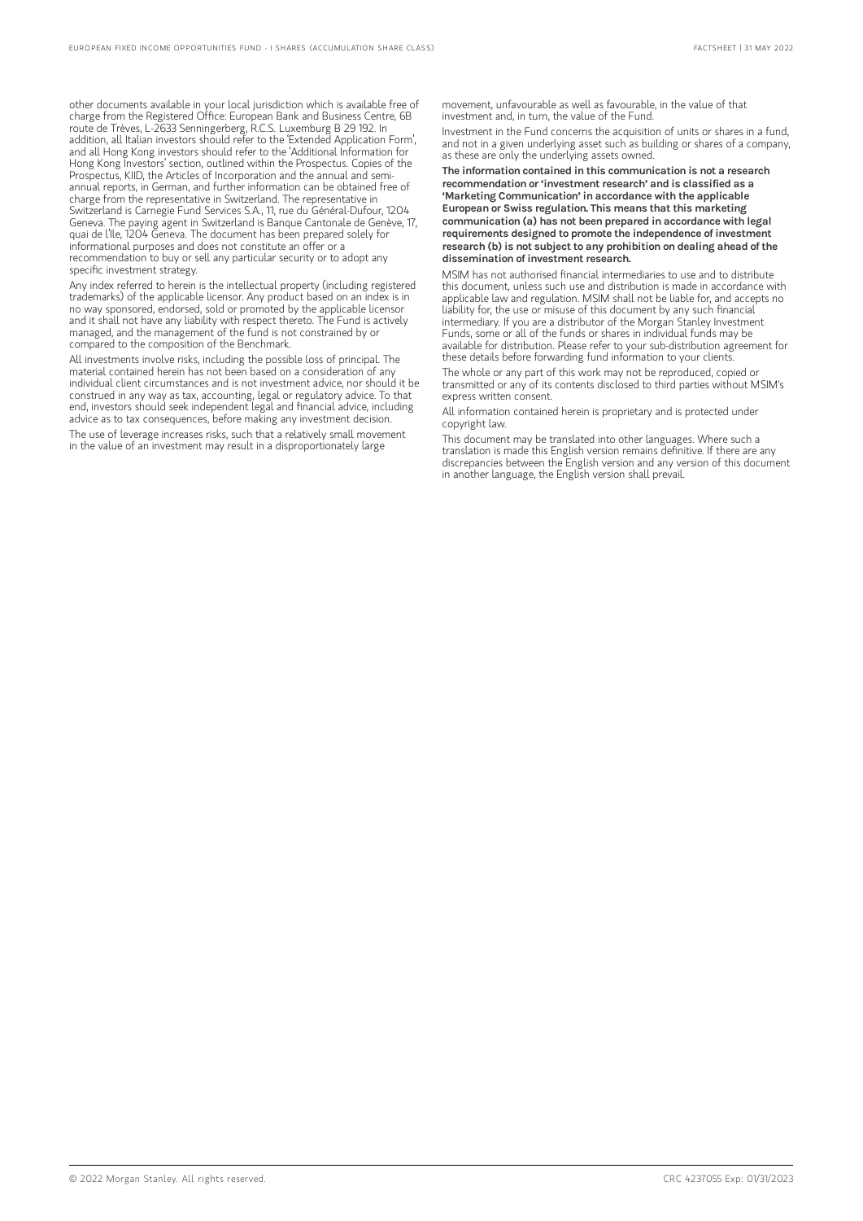other documents available in your local jurisdiction which is available free of charge from the Registered Office: European Bank and Business Centre, 6B route de Trèves, L-2633 Senningerberg, R.C.S. Luxemburg B 29 192. In addition, all Italian investors should refer to the 'Extended Application Form', and all Hong Kong investors should refer to the 'Additional Information for Hong Kong Investors' section, outlined within the Prospectus. Copies of the Prospectus, KIID, the Articles of Incorporation and the annual and semi-annual reports, in German, and further information can be obtained free of charge from the representative in Switzerland. The representative in Switzerland is Carnegie Fund Services S.A., 11, rue du Général-Dufour, 1204 Geneva. The paying agent in Switzerland is Banque Cantonale de Genève, 17, quai de l'Ile, 1204 Geneva. The document has been prepared solely for informational purposes and does not constitute an offer or a recommendation to buy or sell any particular security or to adopt any specific investment strategy.

Any index referred to herein is the intellectual property (including registered trademarks) of the applicable licensor. Any product based on an index is in no way sponsored, endorsed, sold or promoted by the applicable licensor and it shall not have any liability with respect thereto. The Fund is actively managed, and the management of the fund is not constrained by or compared to the composition of the Benchmark.

All investments involve risks, including the possible loss of principal. The material contained herein has not been based on a consideration of any individual client circumstances and is not investment advice, nor should it be construed in any way as tax, accounting, legal or regulatory advice. To that end, investors should seek independent legal and financial advice, including advice as to tax consequences, before making any investment decision.

The use of leverage increases risks, such that a relatively small movement in the value of an investment may result in a disproportionately large movement, unfavourable as well as favourable, in the value of that investment and, in turn, the value of the Fund.

Investment in the Fund concerns the acquisition of units or shares in a fund, and not in a given underlying asset such as building or shares of a company, as these are only the underlying assets owned.

**The information contained in this communication is not a research recommendation or 'investment research' and is classified as a 'Marketing Communication' in accordance with the applicable European or Swiss regulation. This means that this marketing communication (a) has not been prepared in accordance with legal requirements designed to promote the independence of investment research (b) is not subject to any prohibition on dealing ahead of the dissemination of investment research.**

MSIM has not authorised financial intermediaries to use and to distribute this document, unless such use and distribution is made in accordance with applicable law and regulation. MSIM shall not be liable for, and accepts no liability for, the use or misuse of this document by any such financial intermediary. If you are a distributor of the Morgan Stanley Investment Funds, some or all of the funds or shares in individual funds may be available for distribution. Please refer to your sub-distribution agreement for these details before forwarding fund information to your clients.

The whole or any part of this work may not be reproduced, copied or transmitted or any of its contents disclosed to third parties without MSIM's express written consent.

All information contained herein is proprietary and is protected under copyright law.

This document may be translated into other languages. Where such a translation is made this English version remains definitive. If there are any discrepancies between the English version and any version of this document in another language, the English version shall prevail.

© 2022 Morgan Stanley. All rights reserved.

CRC 4237055 Exp: 01/31/2023